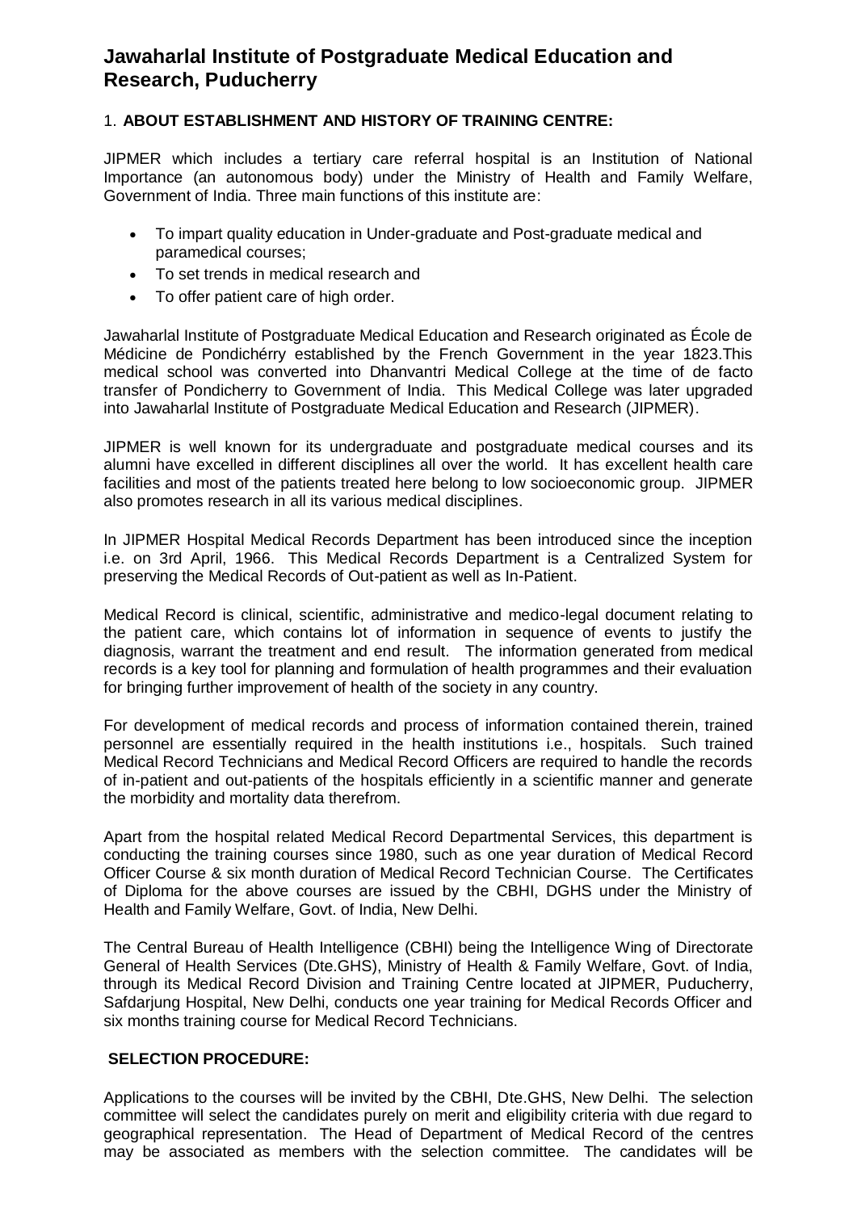# Jawaharlal Institute of Postgraduate Medical Education and Research, Puducherry

## 1. ABOUT ESTABLISHMENT AND HISTORY OF TRAINING CENTRE:

JIPMER which includes a tertiary care referral hospital is an Institution of National Importance (an autonomous body) under the Ministry of Health and Family Welfare, Government of India. Three main functions of this institute are:

- To impart quality education in Under-graduate and Post-graduate medical and paramedical courses;
- To set trends in medical research and
- To offer patient care of high order.

Jawaharlal Institute of Postgraduate Medical Education and Research originated as École de Médicine de Pondichérry established by the French Government in the year 1823.This medical school was converted into Dhanvantri Medical College at the time of de facto transfer of Pondicherry to Government of India. This Medical College was later upgraded into Jawaharlal Institute of Postgraduate Medical Education and Research (JIPMER).

JIPMER is well known for its undergraduate and postgraduate medical courses and its alumni have excelled in different disciplines all over the world. It has excellent health care facilities and most of the patients treated here belong to low socioeconomic group. JIPMER also promotes research in all its various medical disciplines.

In JIPMER Hospital Medical Records Department has been introduced since the inception i.e. on 3rd April, 1966. This Medical Records Department is a Centralized System for preserving the Medical Records of Out-patient as well as In-Patient.

Medical Record is clinical, scientific, administrative and medico-legal document relating to the patient care, which contains lot of information in sequence of events to justify the diagnosis, warrant the treatment and end result. The information generated from medical records is a key tool for planning and formulation of health programmes and their evaluation for bringing further improvement of health of the society in any country.

For development of medical records and process of information contained therein, trained personnel are essentially required in the health institutions i.e., hospitals. Such trained Medical Record Technicians and Medical Record Officers are required to handle the records of in-patient and out-patients of the hospitals efficiently in a scientific manner and generate the morbidity and mortality data therefrom.

Apart from the hospital related Medical Record Departmental Services, this department is conducting the training courses since 1980, such as one year duration of Medical Record Officer Course & six month duration of Medical Record Technician Course. The Certificates of Diploma for the above courses are issued by the CBHI, DGHS under the Ministry of Health and Family Welfare, Govt. of India, New Delhi.

The Central Bureau of Health Intelligence (CBHI) being the Intelligence Wing of Directorate General of Health Services (Dte.GHS), Ministry of Health & Family Welfare, Govt. of India, through its Medical Record Division and Training Centre located at JIPMER, Puducherry, Safdarjung Hospital, New Delhi, conducts one year training for Medical Records Officer and six months training course for Medical Record Technicians.

## SELECTION PROCEDURE:

Applications to the courses will be invited by the CBHI, Dte.GHS, New Delhi. The selection committee will select the candidates purely on merit and eligibility criteria with due regard to geographical representation. The Head of Department of Medical Record of the centres may be associated as members with the selection committee. The candidates will be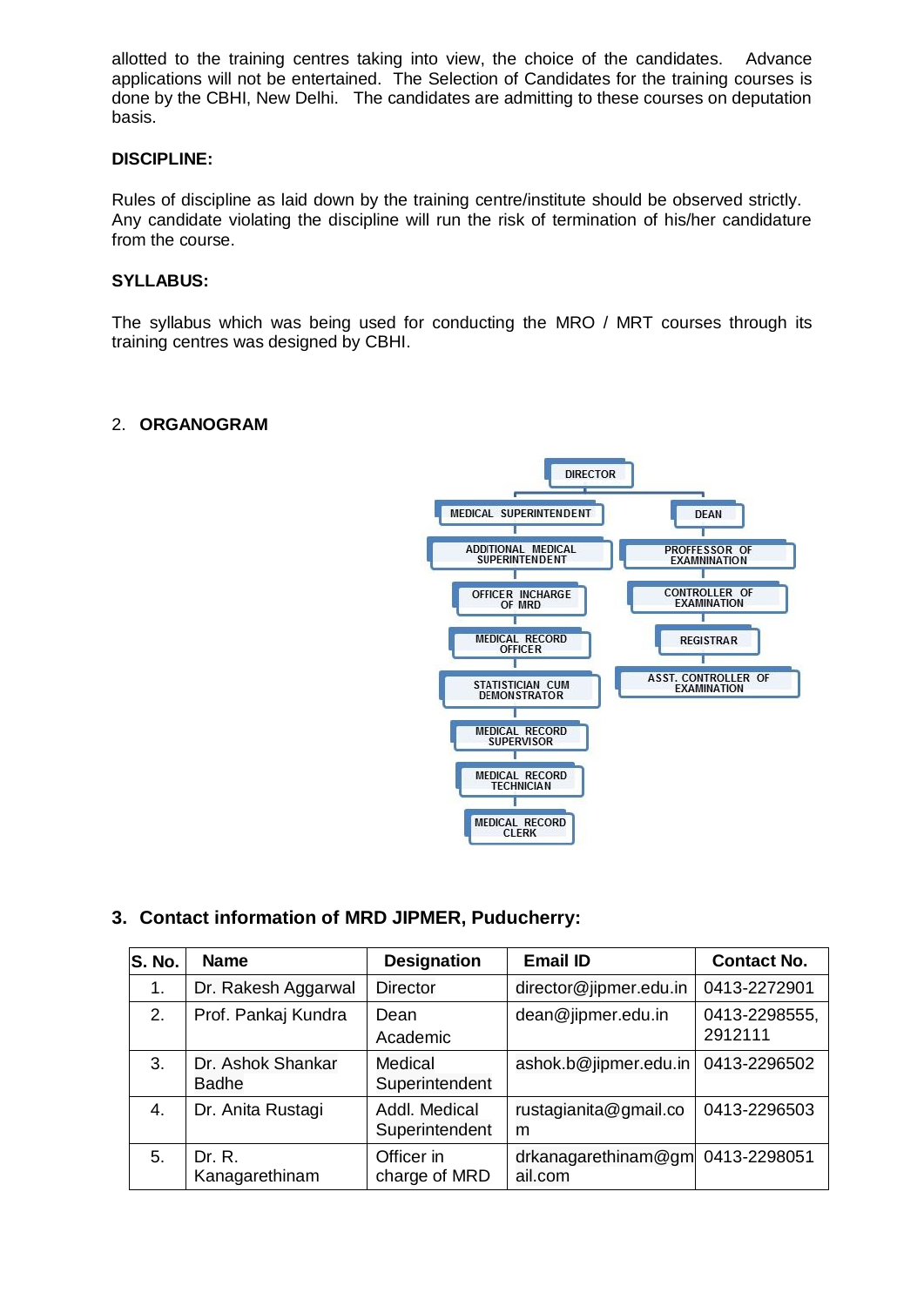allotted to the training centres taking into view, the choice of the candidates. Advance applications will not be entertained. The Selection of Candidates for the training courses is done by the CBHI, New Delhi. The candidates are admitting to these courses on deputation basis.

**DISCIPLINE:**

Rules of discipline as laid down by the training centre/institute should be observed strictly. Any candidate violating the discipline will run the risk of termination of his/her candidature from the course.

**SYLLABUS:**

The syllabus which was being used for conducting the MRO / MRT courses through its training centres was designed by CBHI.

## 2. ORGANOGRAM

- DIRECTOR
  - MEDICAL SUPERINTENDENT
    - ADDITIONAL MEDICAL SUPERINTENDENT
      - OFFICER INCHARGE OF MRD
        - MEDICAL RECORD OFFICER
          - STATISTICIAN CUM DEMONSTRATOR
            - MEDICAL RECORD SUPERVISOR
              - MEDICAL RECORD TECHNICIAN
                - MEDICAL RECORD CLERK
  - DEAN
    - PROFFESSOR OF EXAMNINATION
      - CONTROLLER OF EXAMINATION
        - REGISTRAR
          - ASST. CONTROLLER OF EXAMINATION

## 3. Contact information of MRD JIPMER, Puducherry:

| S. No. | Name | Designation | Email ID | Contact No. |
|---|---|---|---|---|
| 1. | Dr. Rakesh Aggarwal | Director | director@jipmer.edu.in | 0413-2272901 |
| 2. | Prof. Pankaj Kundra | Dean Academic | dean@jipmer.edu.in | 0413-2298555, 2912111 |
| 3. | Dr. Ashok Shankar Badhe | Medical Superintendent | ashok.b@jipmer.edu.in | 0413-2296502 |
| 4. | Dr. Anita Rustagi | Addl. Medical Superintendent | rustagianita@gmail.com | 0413-2296503 |
| 5. | Dr. R. Kanagarethinam | Officer in charge of MRD | drkanagarethinam@gmail.com | 0413-2298051 |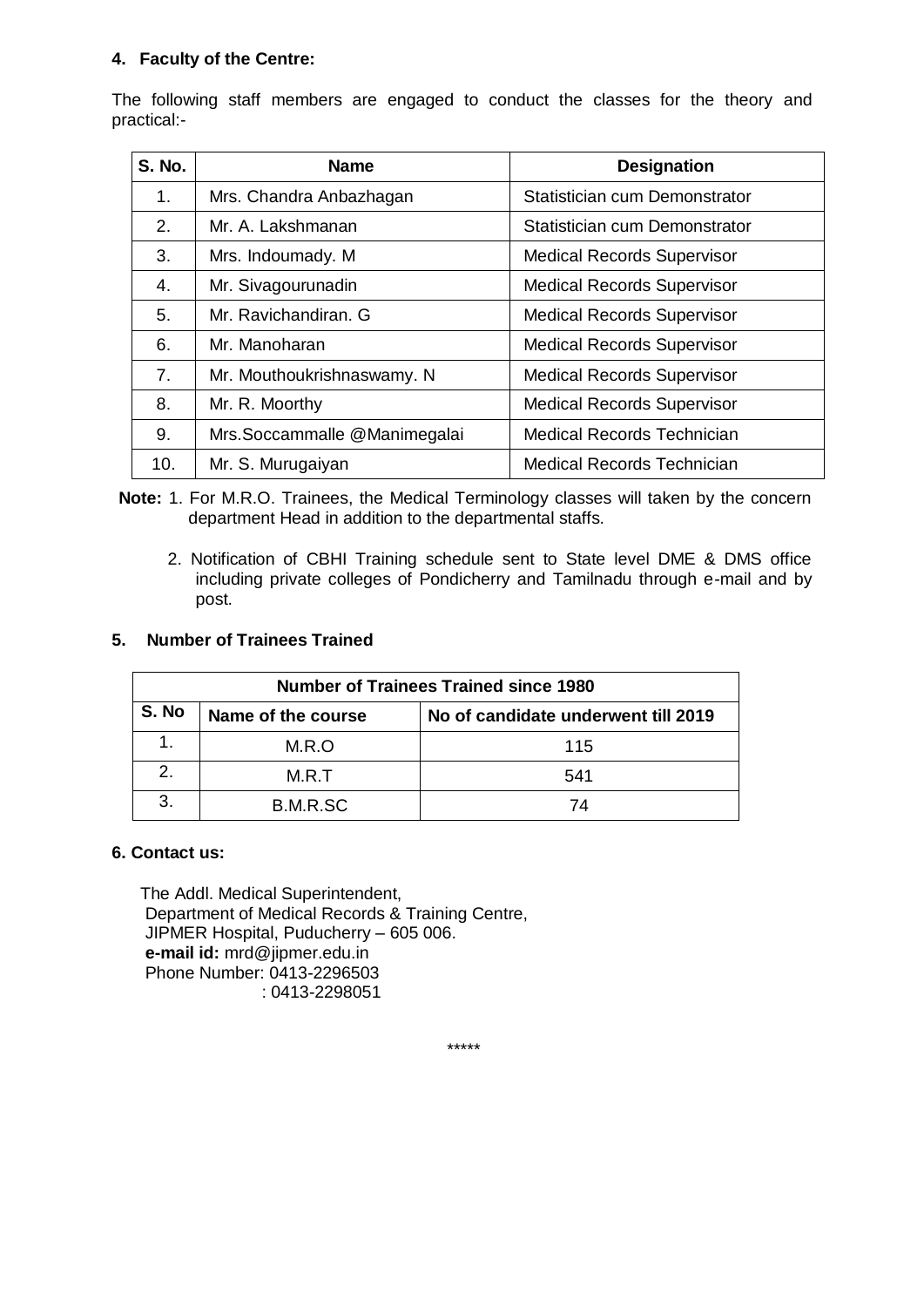**4. Faculty of the Centre:**

The following staff members are engaged to conduct the classes for the theory and practical:-

| S. No. | Name | Designation |
| --- | --- | --- |
| 1. | Mrs. Chandra Anbazhagan | Statistician cum Demonstrator |
| 2. | Mr. A. Lakshmanan | Statistician cum Demonstrator |
| 3. | Mrs. Indoumady. M | Medical Records Supervisor |
| 4. | Mr. Sivagourunadin | Medical Records Supervisor |
| 5. | Mr. Ravichandiran. G | Medical Records Supervisor |
| 6. | Mr. Manoharan | Medical Records Supervisor |
| 7. | Mr. Mouthoukrishnaswamy. N | Medical Records Supervisor |
| 8. | Mr. R. Moorthy | Medical Records Supervisor |
| 9. | Mrs.Soccammalle @Manimegalai | Medical Records Technician |
| 10. | Mr. S. Murugaiyan | Medical Records Technician |

**Note:** 1. For M.R.O. Trainees, the Medical Terminology classes will taken by the concern department Head in addition to the departmental staffs.

2. Notification of CBHI Training schedule sent to State level DME & DMS office including private colleges of Pondicherry and Tamilnadu through e-mail and by post.

**5. Number of Trainees Trained**

| Number of Trainees Trained since 1980 | | |
| --- | --- | --- |
| **S. No** | **Name of the course** | **No of candidate underwent till 2019** |
| 1. | M.R.O | 115 |
| 2. | M.R.T | 541 |
| 3. | B.M.R.SC | 74 |

**6. Contact us:**

The Addl. Medical Superintendent,
Department of Medical Records & Training Centre,
JIPMER Hospital, Puducherry – 605 006.
**e-mail id:** mrd@jipmer.edu.in
Phone Number: 0413-2296503
: 0413-2298051

*****